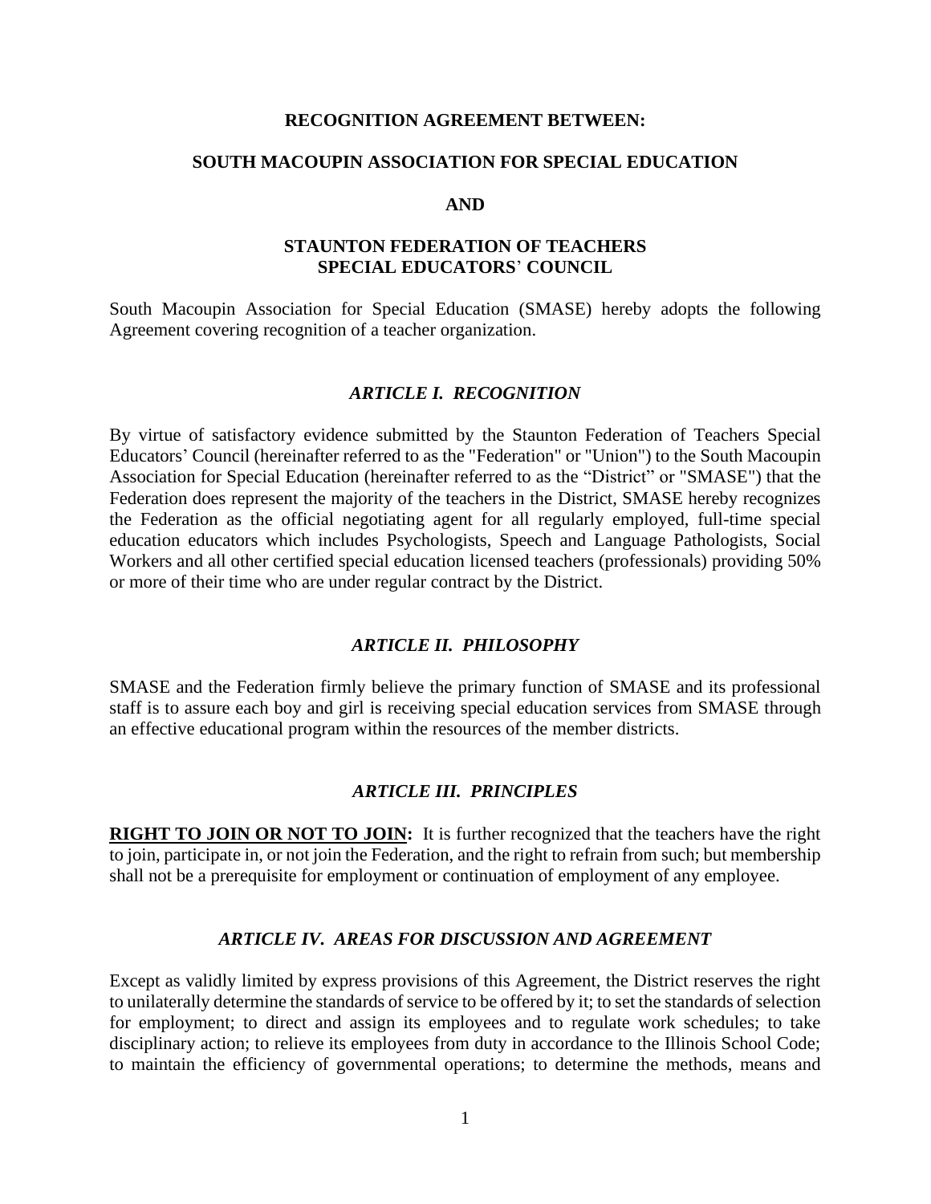**RECOGNITION AGREEMENT BETWEEN:**

**SOUTH MACOUPIN ASSOCIATION FOR SPECIAL EDUCATION**

**AND**

**STAUNTON FEDERATION OF TEACHERS**
**SPECIAL EDUCATORS' COUNCIL**

South Macoupin Association for Special Education (SMASE) hereby adopts the following Agreement covering recognition of a teacher organization.

### *ARTICLE I. RECOGNITION*

By virtue of satisfactory evidence submitted by the Staunton Federation of Teachers Special Educators' Council (hereinafter referred to as the "Federation" or "Union") to the South Macoupin Association for Special Education (hereinafter referred to as the "District" or "SMASE") that the Federation does represent the majority of the teachers in the District, SMASE hereby recognizes the Federation as the official negotiating agent for all regularly employed, full-time special education educators which includes Psychologists, Speech and Language Pathologists, Social Workers and all other certified special education licensed teachers (professionals) providing 50% or more of their time who are under regular contract by the District.

### *ARTICLE II. PHILOSOPHY*

SMASE and the Federation firmly believe the primary function of SMASE and its professional staff is to assure each boy and girl is receiving special education services from SMASE through an effective educational program within the resources of the member districts.

### *ARTICLE III. PRINCIPLES*

**RIGHT TO JOIN OR NOT TO JOIN:** It is further recognized that the teachers have the right to join, participate in, or not join the Federation, and the right to refrain from such; but membership shall not be a prerequisite for employment or continuation of employment of any employee.

### *ARTICLE IV. AREAS FOR DISCUSSION AND AGREEMENT*

Except as validly limited by express provisions of this Agreement, the District reserves the right to unilaterally determine the standards of service to be offered by it; to set the standards of selection for employment; to direct and assign its employees and to regulate work schedules; to take disciplinary action; to relieve its employees from duty in accordance to the Illinois School Code; to maintain the efficiency of governmental operations; to determine the methods, means and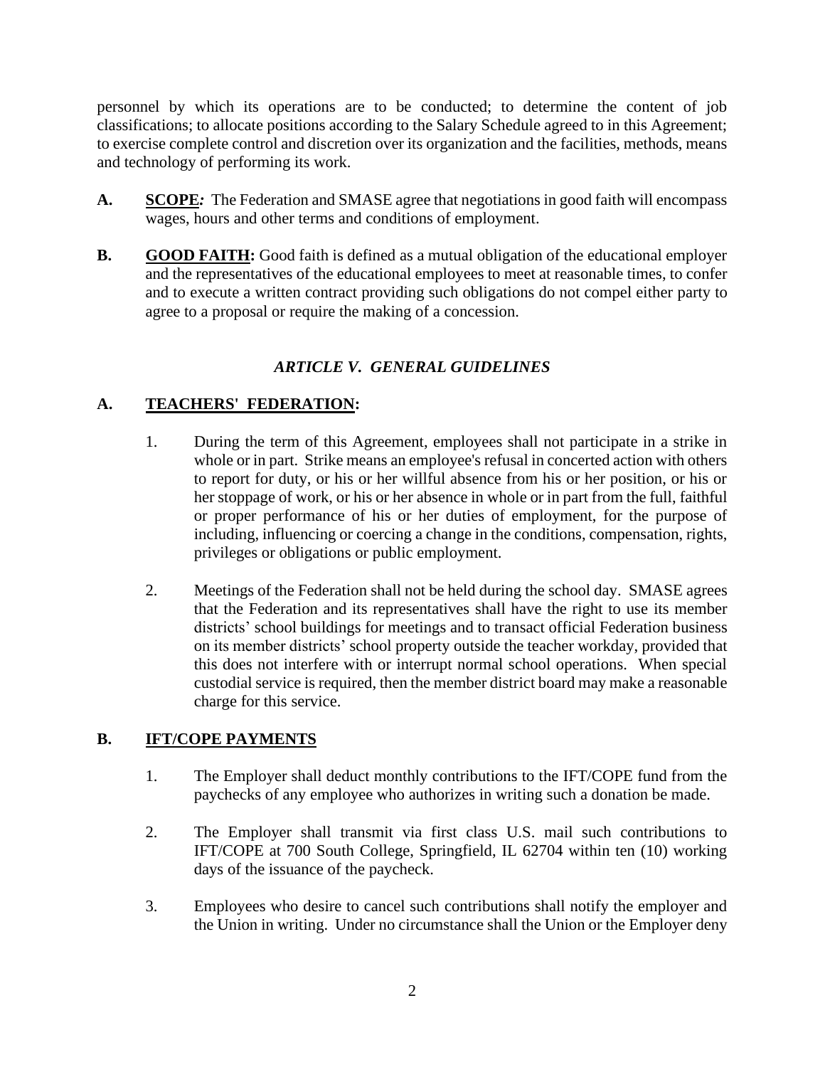personnel by which its operations are to be conducted; to determine the content of job classifications; to allocate positions according to the Salary Schedule agreed to in this Agreement; to exercise complete control and discretion over its organization and the facilities, methods, means and technology of performing its work.

**A.** **SCOPE*:*** The Federation and SMASE agree that negotiations in good faith will encompass wages, hours and other terms and conditions of employment.

**B.** **GOOD FAITH:** Good faith is defined as a mutual obligation of the educational employer and the representatives of the educational employees to meet at reasonable times, to confer and to execute a written contract providing such obligations do not compel either party to agree to a proposal or require the making of a concession.

## *ARTICLE V. GENERAL GUIDELINES*

### A. TEACHERS' FEDERATION:

1. During the term of this Agreement, employees shall not participate in a strike in whole or in part. Strike means an employee's refusal in concerted action with others to report for duty, or his or her willful absence from his or her position, or his or her stoppage of work, or his or her absence in whole or in part from the full, faithful or proper performance of his or her duties of employment, for the purpose of including, influencing or coercing a change in the conditions, compensation, rights, privileges or obligations or public employment.

2. Meetings of the Federation shall not be held during the school day. SMASE agrees that the Federation and its representatives shall have the right to use its member districts' school buildings for meetings and to transact official Federation business on its member districts' school property outside the teacher workday, provided that this does not interfere with or interrupt normal school operations. When special custodial service is required, then the member district board may make a reasonable charge for this service.

### B. IFT/COPE PAYMENTS

1. The Employer shall deduct monthly contributions to the IFT/COPE fund from the paychecks of any employee who authorizes in writing such a donation be made.

2. The Employer shall transmit via first class U.S. mail such contributions to IFT/COPE at 700 South College, Springfield, IL 62704 within ten (10) working days of the issuance of the paycheck.

3. Employees who desire to cancel such contributions shall notify the employer and the Union in writing. Under no circumstance shall the Union or the Employer deny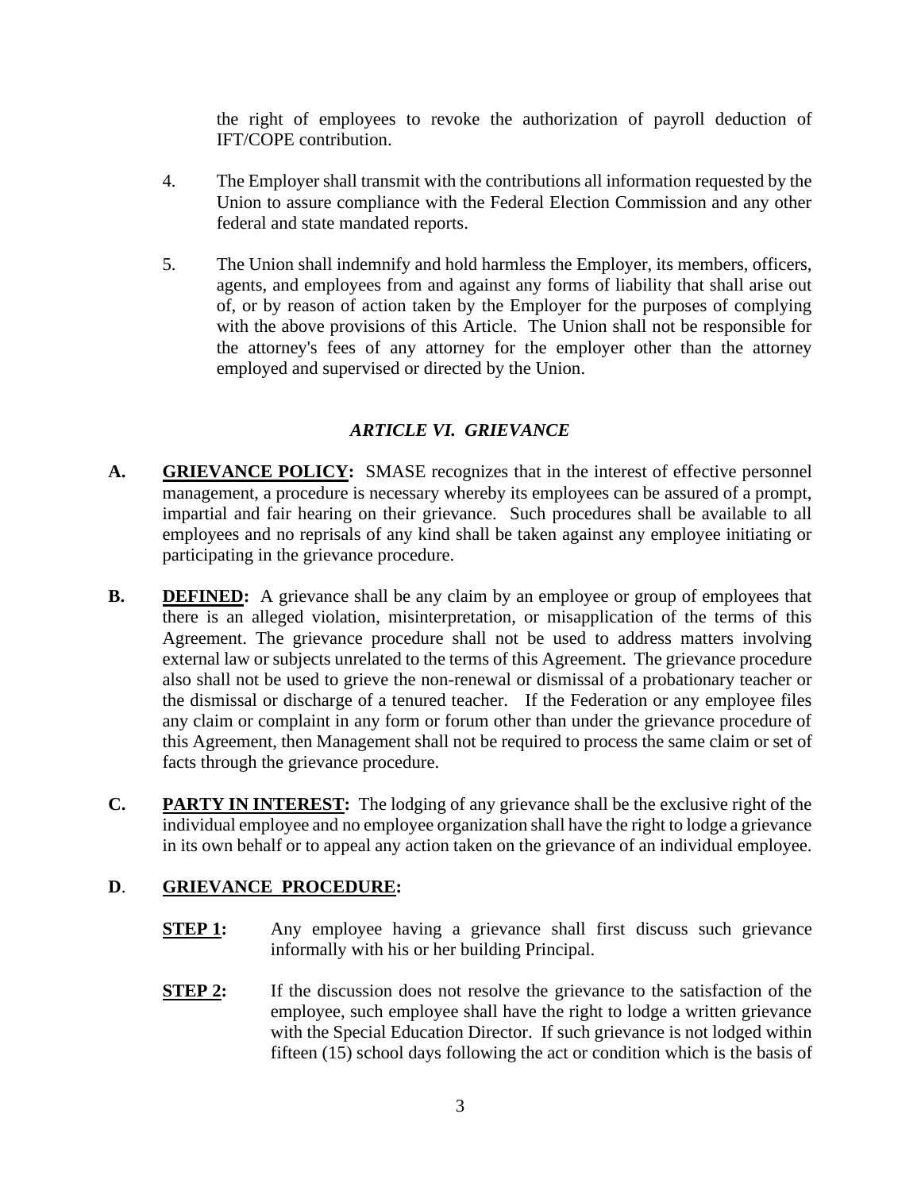the right of employees to revoke the authorization of payroll deduction of IFT/COPE contribution.

4. The Employer shall transmit with the contributions all information requested by the Union to assure compliance with the Federal Election Commission and any other federal and state mandated reports.

5. The Union shall indemnify and hold harmless the Employer, its members, officers, agents, and employees from and against any forms of liability that shall arise out of, or by reason of action taken by the Employer for the purposes of complying with the above provisions of this Article. The Union shall not be responsible for the attorney's fees of any attorney for the employer other than the attorney employed and supervised or directed by the Union.

## *ARTICLE VI. GRIEVANCE*

**A. GRIEVANCE POLICY:** SMASE recognizes that in the interest of effective personnel management, a procedure is necessary whereby its employees can be assured of a prompt, impartial and fair hearing on their grievance. Such procedures shall be available to all employees and no reprisals of any kind shall be taken against any employee initiating or participating in the grievance procedure.

**B. DEFINED:** A grievance shall be any claim by an employee or group of employees that there is an alleged violation, misinterpretation, or misapplication of the terms of this Agreement. The grievance procedure shall not be used to address matters involving external law or subjects unrelated to the terms of this Agreement. The grievance procedure also shall not be used to grieve the non-renewal or dismissal of a probationary teacher or the dismissal or discharge of a tenured teacher. If the Federation or any employee files any claim or complaint in any form or forum other than under the grievance procedure of this Agreement, then Management shall not be required to process the same claim or set of facts through the grievance procedure.

**C. PARTY IN INTEREST:** The lodging of any grievance shall be the exclusive right of the individual employee and no employee organization shall have the right to lodge a grievance in its own behalf or to appeal any action taken on the grievance of an individual employee.

**D. GRIEVANCE PROCEDURE:**

**STEP 1:** Any employee having a grievance shall first discuss such grievance informally with his or her building Principal.

**STEP 2:** If the discussion does not resolve the grievance to the satisfaction of the employee, such employee shall have the right to lodge a written grievance with the Special Education Director. If such grievance is not lodged within fifteen (15) school days following the act or condition which is the basis of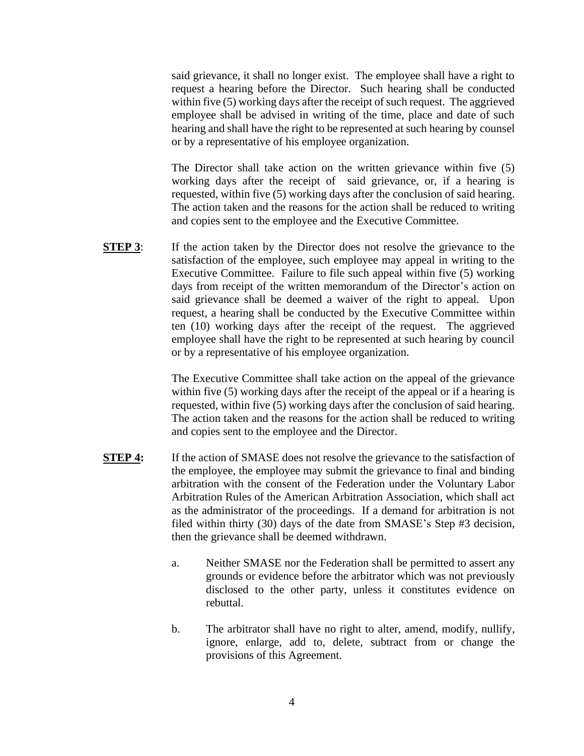said grievance, it shall no longer exist. The employee shall have a right to request a hearing before the Director. Such hearing shall be conducted within five (5) working days after the receipt of such request. The aggrieved employee shall be advised in writing of the time, place and date of such hearing and shall have the right to be represented at such hearing by counsel or by a representative of his employee organization.

The Director shall take action on the written grievance within five (5) working days after the receipt of said grievance, or, if a hearing is requested, within five (5) working days after the conclusion of said hearing. The action taken and the reasons for the action shall be reduced to writing and copies sent to the employee and the Executive Committee.

**STEP 3**: If the action taken by the Director does not resolve the grievance to the satisfaction of the employee, such employee may appeal in writing to the Executive Committee. Failure to file such appeal within five (5) working days from receipt of the written memorandum of the Director's action on said grievance shall be deemed a waiver of the right to appeal. Upon request, a hearing shall be conducted by the Executive Committee within ten (10) working days after the receipt of the request. The aggrieved employee shall have the right to be represented at such hearing by council or by a representative of his employee organization.

The Executive Committee shall take action on the appeal of the grievance within five (5) working days after the receipt of the appeal or if a hearing is requested, within five (5) working days after the conclusion of said hearing. The action taken and the reasons for the action shall be reduced to writing and copies sent to the employee and the Director.

**STEP 4:** If the action of SMASE does not resolve the grievance to the satisfaction of the employee, the employee may submit the grievance to final and binding arbitration with the consent of the Federation under the Voluntary Labor Arbitration Rules of the American Arbitration Association, which shall act as the administrator of the proceedings. If a demand for arbitration is not filed within thirty (30) days of the date from SMASE's Step #3 decision, then the grievance shall be deemed withdrawn.

a. Neither SMASE nor the Federation shall be permitted to assert any grounds or evidence before the arbitrator which was not previously disclosed to the other party, unless it constitutes evidence on rebuttal.

b. The arbitrator shall have no right to alter, amend, modify, nullify, ignore, enlarge, add to, delete, subtract from or change the provisions of this Agreement.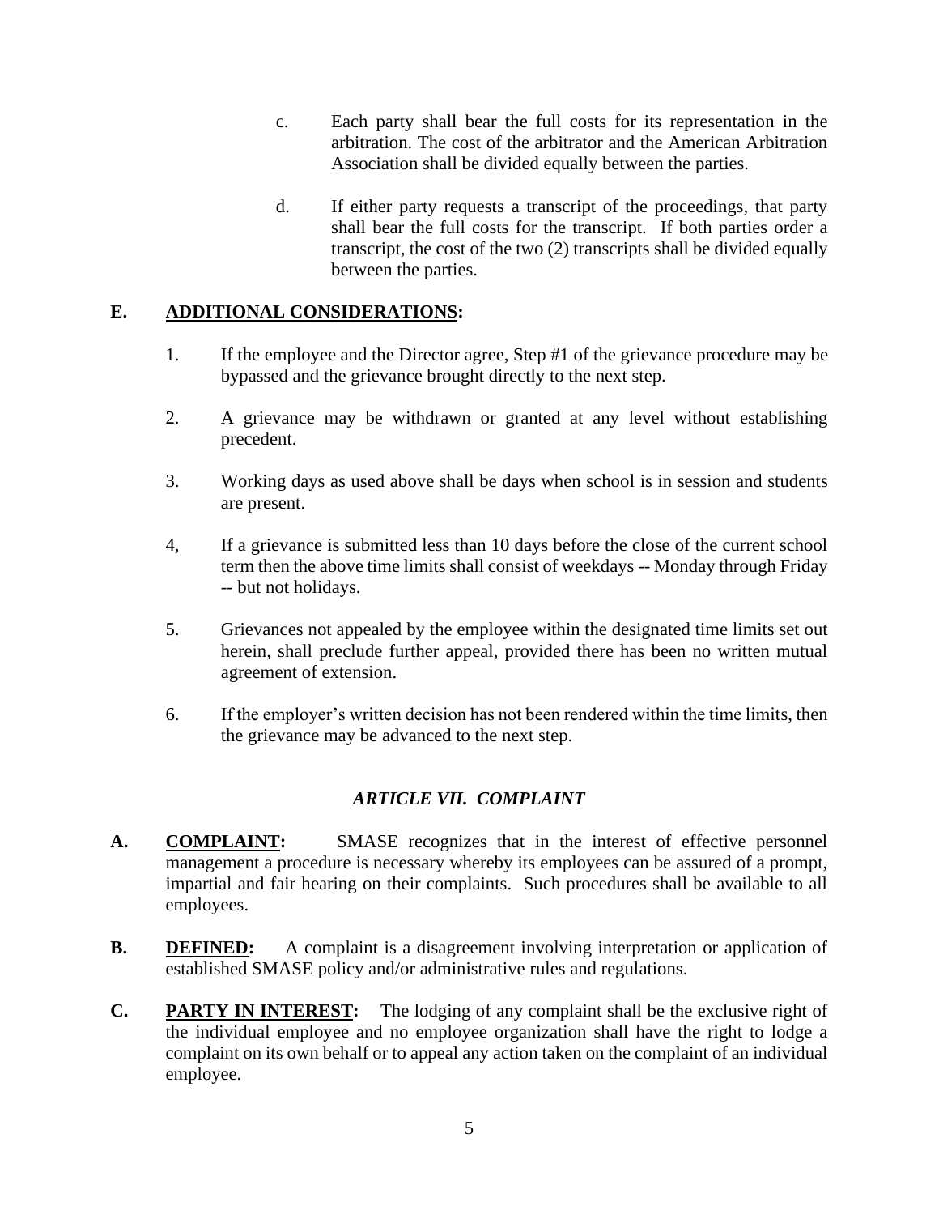c. Each party shall bear the full costs for its representation in the arbitration. The cost of the arbitrator and the American Arbitration Association shall be divided equally between the parties.

d. If either party requests a transcript of the proceedings, that party shall bear the full costs for the transcript. If both parties order a transcript, the cost of the two (2) transcripts shall be divided equally between the parties.

**E. <u>ADDITIONAL CONSIDERATIONS</u>:**

1. If the employee and the Director agree, Step #1 of the grievance procedure may be bypassed and the grievance brought directly to the next step.

2. A grievance may be withdrawn or granted at any level without establishing precedent.

3. Working days as used above shall be days when school is in session and students are present.

4, If a grievance is submitted less than 10 days before the close of the current school term then the above time limits shall consist of weekdays -- Monday through Friday -- but not holidays.

5. Grievances not appealed by the employee within the designated time limits set out herein, shall preclude further appeal, provided there has been no written mutual agreement of extension.

6. If the employer's written decision has not been rendered within the time limits, then the grievance may be advanced to the next step.

## *ARTICLE VII. COMPLAINT*

**A. <u>COMPLAINT</u>:** SMASE recognizes that in the interest of effective personnel management a procedure is necessary whereby its employees can be assured of a prompt, impartial and fair hearing on their complaints. Such procedures shall be available to all employees.

**B. <u>DEFINED</u>:** A complaint is a disagreement involving interpretation or application of established SMASE policy and/or administrative rules and regulations.

**C. <u>PARTY IN INTEREST</u>:** The lodging of any complaint shall be the exclusive right of the individual employee and no employee organization shall have the right to lodge a complaint on its own behalf or to appeal any action taken on the complaint of an individual employee.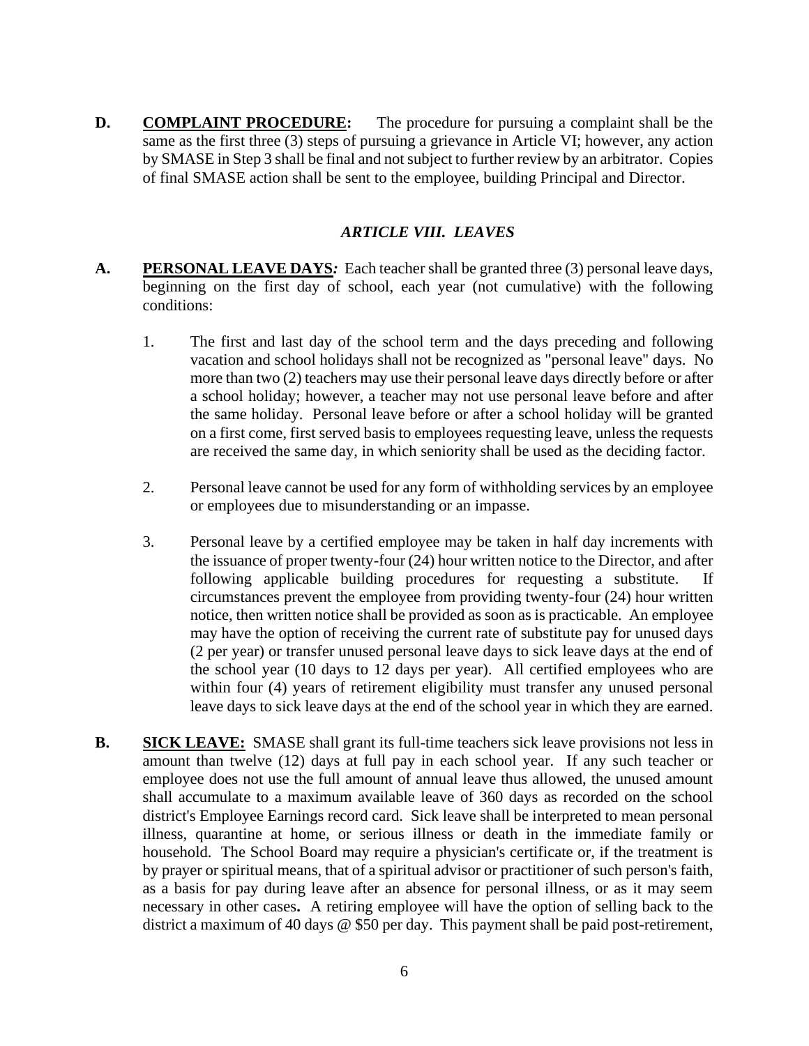**D. COMPLAINT PROCEDURE:** The procedure for pursuing a complaint shall be the same as the first three (3) steps of pursuing a grievance in Article VI; however, any action by SMASE in Step 3 shall be final and not subject to further review by an arbitrator. Copies of final SMASE action shall be sent to the employee, building Principal and Director.

## *ARTICLE VIII. LEAVES*

**A. PERSONAL LEAVE DAYS*:*** Each teacher shall be granted three (3) personal leave days, beginning on the first day of school, each year (not cumulative) with the following conditions:

1. The first and last day of the school term and the days preceding and following vacation and school holidays shall not be recognized as "personal leave" days. No more than two (2) teachers may use their personal leave days directly before or after a school holiday; however, a teacher may not use personal leave before and after the same holiday. Personal leave before or after a school holiday will be granted on a first come, first served basis to employees requesting leave, unless the requests are received the same day, in which seniority shall be used as the deciding factor.

2. Personal leave cannot be used for any form of withholding services by an employee or employees due to misunderstanding or an impasse.

3. Personal leave by a certified employee may be taken in half day increments with the issuance of proper twenty-four (24) hour written notice to the Director, and after following applicable building procedures for requesting a substitute. If circumstances prevent the employee from providing twenty-four (24) hour written notice, then written notice shall be provided as soon as is practicable. An employee may have the option of receiving the current rate of substitute pay for unused days (2 per year) or transfer unused personal leave days to sick leave days at the end of the school year (10 days to 12 days per year). All certified employees who are within four (4) years of retirement eligibility must transfer any unused personal leave days to sick leave days at the end of the school year in which they are earned.

**B. SICK LEAVE:** SMASE shall grant its full-time teachers sick leave provisions not less in amount than twelve (12) days at full pay in each school year. If any such teacher or employee does not use the full amount of annual leave thus allowed, the unused amount shall accumulate to a maximum available leave of 360 days as recorded on the school district's Employee Earnings record card. Sick leave shall be interpreted to mean personal illness, quarantine at home, or serious illness or death in the immediate family or household. The School Board may require a physician's certificate or, if the treatment is by prayer or spiritual means, that of a spiritual advisor or practitioner of such person's faith, as a basis for pay during leave after an absence for personal illness, or as it may seem necessary in other cases**.** A retiring employee will have the option of selling back to the district a maximum of 40 days @ $50 per day. This payment shall be paid post-retirement,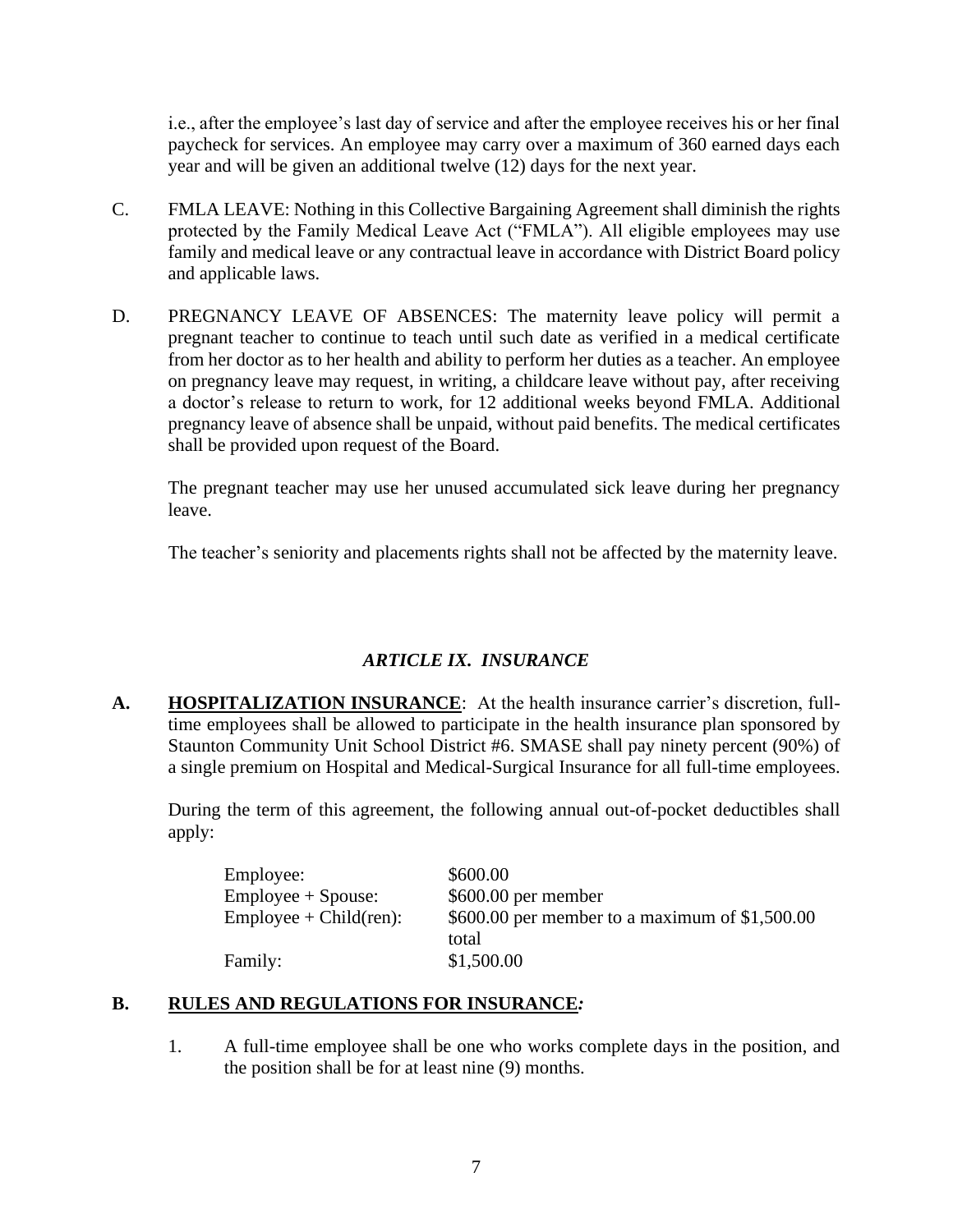i.e., after the employee's last day of service and after the employee receives his or her final paycheck for services. An employee may carry over a maximum of 360 earned days each year and will be given an additional twelve (12) days for the next year.

C. FMLA LEAVE: Nothing in this Collective Bargaining Agreement shall diminish the rights protected by the Family Medical Leave Act ("FMLA"). All eligible employees may use family and medical leave or any contractual leave in accordance with District Board policy and applicable laws.

D. PREGNANCY LEAVE OF ABSENCES: The maternity leave policy will permit a pregnant teacher to continue to teach until such date as verified in a medical certificate from her doctor as to her health and ability to perform her duties as a teacher. An employee on pregnancy leave may request, in writing, a childcare leave without pay, after receiving a doctor's release to return to work, for 12 additional weeks beyond FMLA. Additional pregnancy leave of absence shall be unpaid, without paid benefits. The medical certificates shall be provided upon request of the Board.

The pregnant teacher may use her unused accumulated sick leave during her pregnancy leave.

The teacher's seniority and placements rights shall not be affected by the maternity leave.

## *ARTICLE IX. INSURANCE*

**A. HOSPITALIZATION INSURANCE**: At the health insurance carrier's discretion, full-time employees shall be allowed to participate in the health insurance plan sponsored by Staunton Community Unit School District #6. SMASE shall pay ninety percent (90%) of a single premium on Hospital and Medical-Surgical Insurance for all full-time employees.

During the term of this agreement, the following annual out-of-pocket deductibles shall apply:

| | |
|---|---|
| Employee: | $600.00 |
| Employee + Spouse: | $600.00 per member |
| Employee + Child(ren): | $600.00 per member to a maximum of $1,500.00 total |
| Family: | $1,500.00 |

**B. RULES AND REGULATIONS FOR INSURANCE*:***

1. A full-time employee shall be one who works complete days in the position, and the position shall be for at least nine (9) months.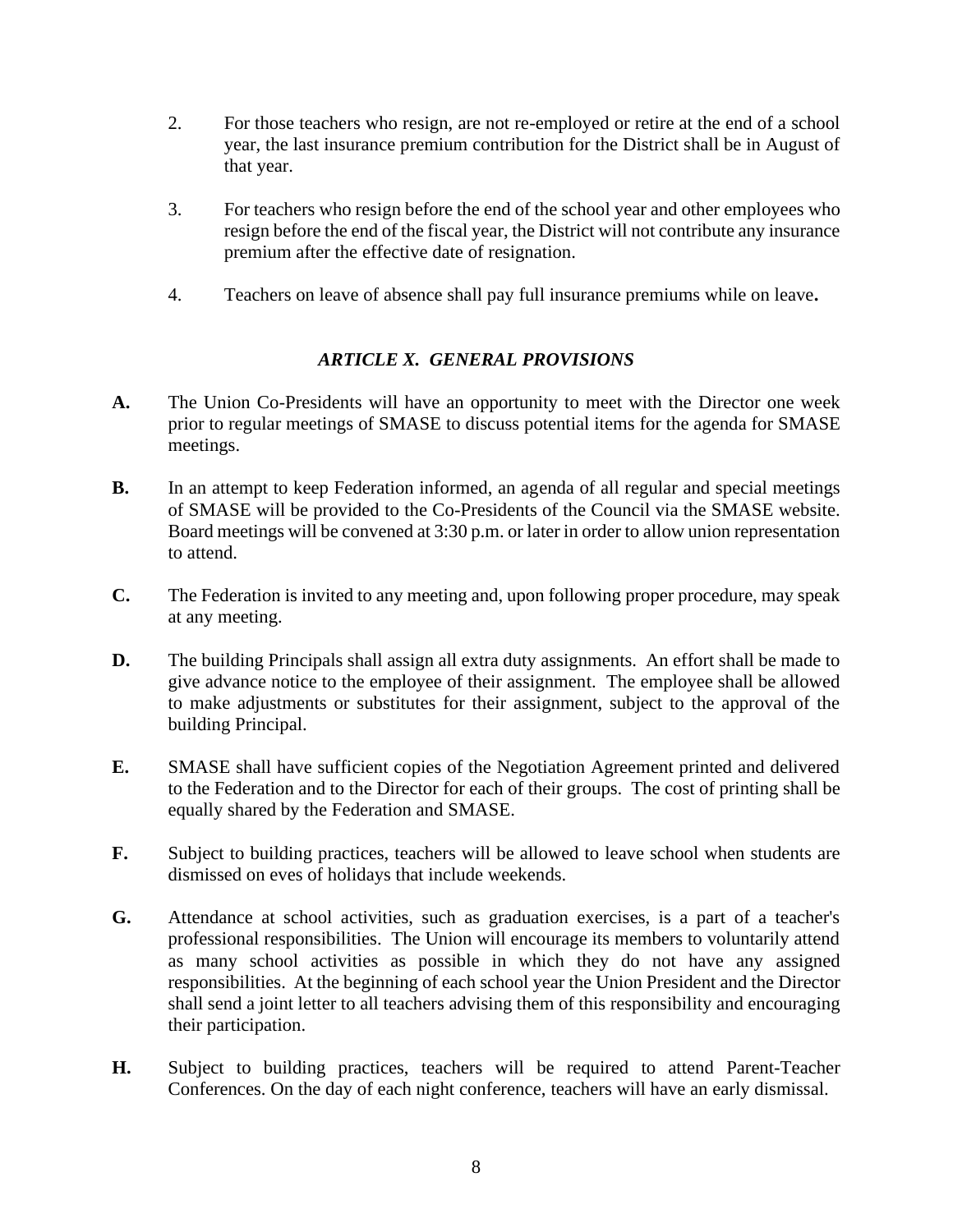2. For those teachers who resign, are not re-employed or retire at the end of a school year, the last insurance premium contribution for the District shall be in August of that year.

3. For teachers who resign before the end of the school year and other employees who resign before the end of the fiscal year, the District will not contribute any insurance premium after the effective date of resignation.

4. Teachers on leave of absence shall pay full insurance premiums while on leave**.**

## *ARTICLE X. GENERAL PROVISIONS*

**A.** The Union Co-Presidents will have an opportunity to meet with the Director one week prior to regular meetings of SMASE to discuss potential items for the agenda for SMASE meetings.

**B.** In an attempt to keep Federation informed, an agenda of all regular and special meetings of SMASE will be provided to the Co-Presidents of the Council via the SMASE website. Board meetings will be convened at 3:30 p.m. or later in order to allow union representation to attend.

**C.** The Federation is invited to any meeting and, upon following proper procedure, may speak at any meeting.

**D.** The building Principals shall assign all extra duty assignments. An effort shall be made to give advance notice to the employee of their assignment. The employee shall be allowed to make adjustments or substitutes for their assignment, subject to the approval of the building Principal.

**E.** SMASE shall have sufficient copies of the Negotiation Agreement printed and delivered to the Federation and to the Director for each of their groups. The cost of printing shall be equally shared by the Federation and SMASE.

**F.** Subject to building practices, teachers will be allowed to leave school when students are dismissed on eves of holidays that include weekends.

**G.** Attendance at school activities, such as graduation exercises, is a part of a teacher's professional responsibilities. The Union will encourage its members to voluntarily attend as many school activities as possible in which they do not have any assigned responsibilities. At the beginning of each school year the Union President and the Director shall send a joint letter to all teachers advising them of this responsibility and encouraging their participation.

**H.** Subject to building practices, teachers will be required to attend Parent-Teacher Conferences. On the day of each night conference, teachers will have an early dismissal.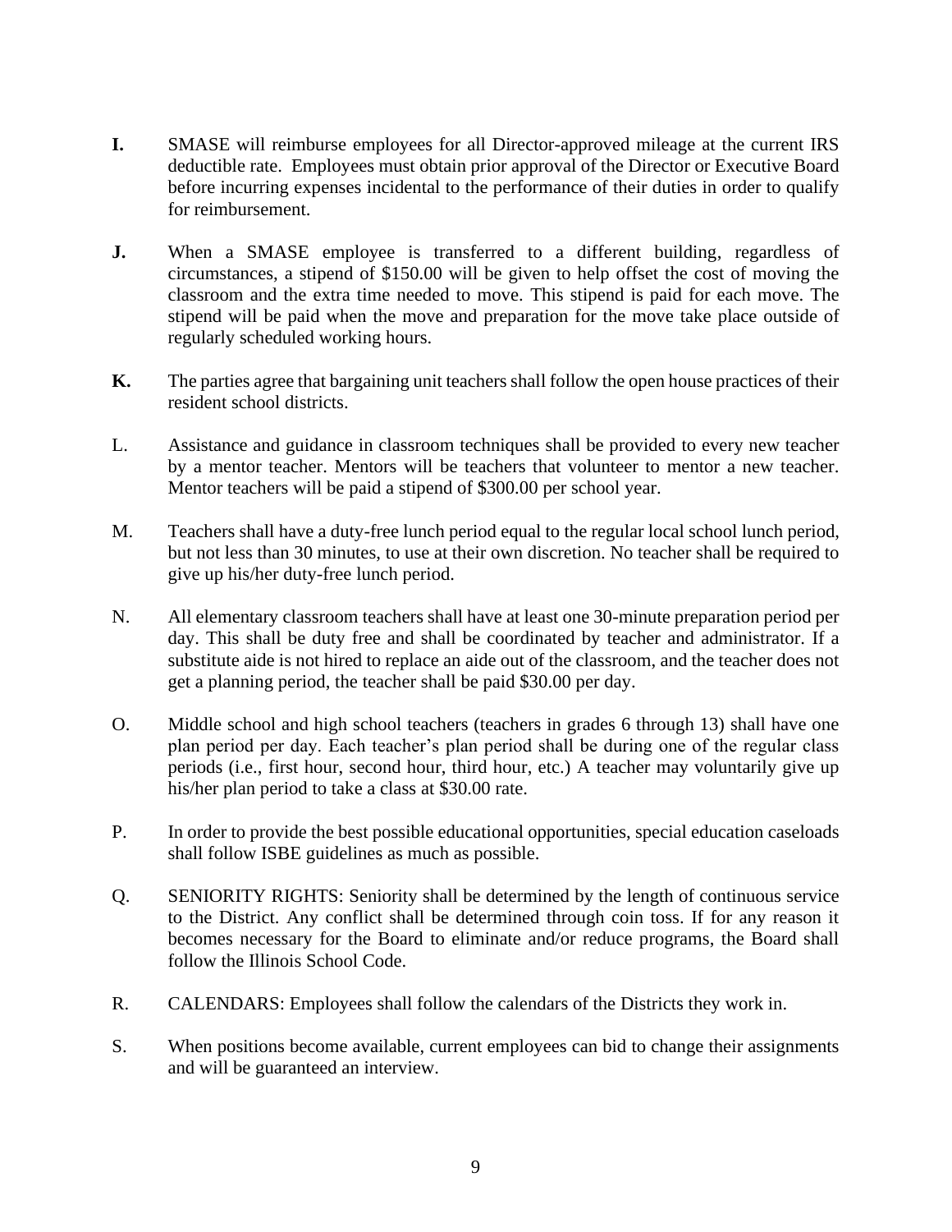**I.** SMASE will reimburse employees for all Director-approved mileage at the current IRS deductible rate. Employees must obtain prior approval of the Director or Executive Board before incurring expenses incidental to the performance of their duties in order to qualify for reimbursement.

**J.** When a SMASE employee is transferred to a different building, regardless of circumstances, a stipend of $150.00 will be given to help offset the cost of moving the classroom and the extra time needed to move. This stipend is paid for each move. The stipend will be paid when the move and preparation for the move take place outside of regularly scheduled working hours.

**K.** The parties agree that bargaining unit teachers shall follow the open house practices of their resident school districts.

L. Assistance and guidance in classroom techniques shall be provided to every new teacher by a mentor teacher. Mentors will be teachers that volunteer to mentor a new teacher. Mentor teachers will be paid a stipend of $300.00 per school year.

M. Teachers shall have a duty-free lunch period equal to the regular local school lunch period, but not less than 30 minutes, to use at their own discretion. No teacher shall be required to give up his/her duty-free lunch period.

N. All elementary classroom teachers shall have at least one 30-minute preparation period per day. This shall be duty free and shall be coordinated by teacher and administrator. If a substitute aide is not hired to replace an aide out of the classroom, and the teacher does not get a planning period, the teacher shall be paid $30.00 per day.

O. Middle school and high school teachers (teachers in grades 6 through 13) shall have one plan period per day. Each teacher's plan period shall be during one of the regular class periods (i.e., first hour, second hour, third hour, etc.) A teacher may voluntarily give up his/her plan period to take a class at $30.00 rate.

P. In order to provide the best possible educational opportunities, special education caseloads shall follow ISBE guidelines as much as possible.

Q. SENIORITY RIGHTS: Seniority shall be determined by the length of continuous service to the District. Any conflict shall be determined through coin toss. If for any reason it becomes necessary for the Board to eliminate and/or reduce programs, the Board shall follow the Illinois School Code.

R. CALENDARS: Employees shall follow the calendars of the Districts they work in.

S. When positions become available, current employees can bid to change their assignments and will be guaranteed an interview.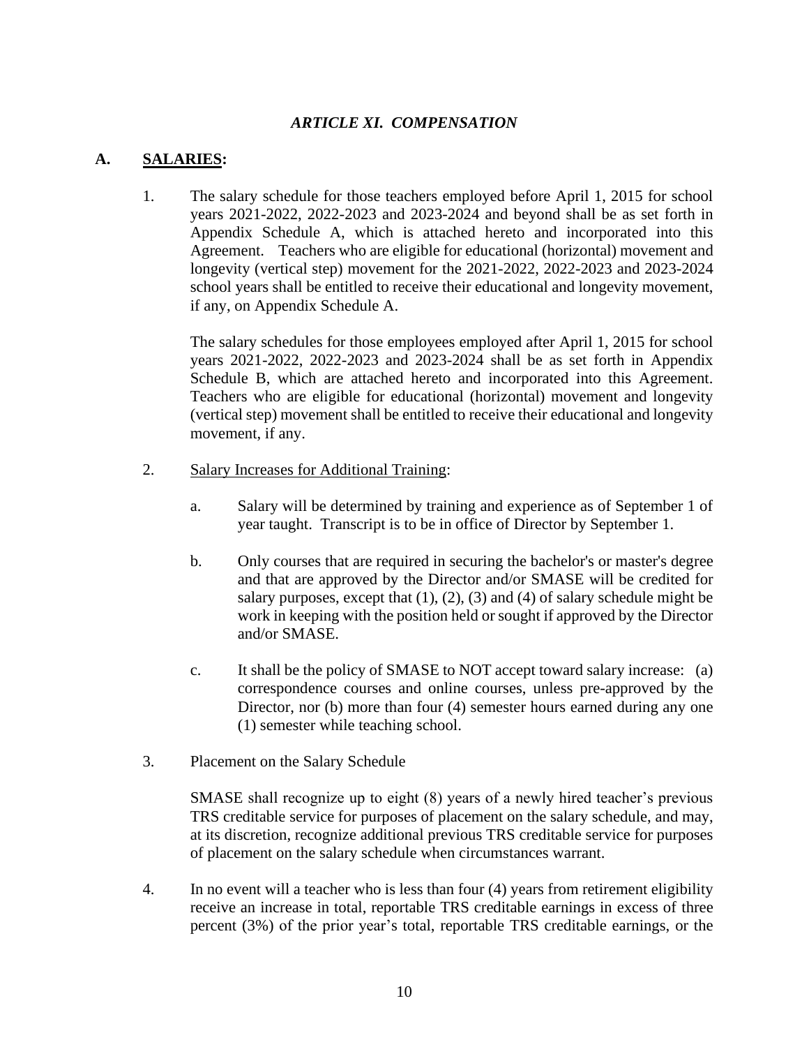## *ARTICLE XI. COMPENSATION*

### A. <u>SALARIES</u>:

1. The salary schedule for those teachers employed before April 1, 2015 for school years 2021-2022, 2022-2023 and 2023-2024 and beyond shall be as set forth in Appendix Schedule A, which is attached hereto and incorporated into this Agreement. Teachers who are eligible for educational (horizontal) movement and longevity (vertical step) movement for the 2021-2022, 2022-2023 and 2023-2024 school years shall be entitled to receive their educational and longevity movement, if any, on Appendix Schedule A.

   The salary schedules for those employees employed after April 1, 2015 for school years 2021-2022, 2022-2023 and 2023-2024 shall be as set forth in Appendix Schedule B, which are attached hereto and incorporated into this Agreement. Teachers who are eligible for educational (horizontal) movement and longevity (vertical step) movement shall be entitled to receive their educational and longevity movement, if any.

2. <u>Salary Increases for Additional Training</u>:

   a. Salary will be determined by training and experience as of September 1 of year taught. Transcript is to be in office of Director by September 1.

   b. Only courses that are required in securing the bachelor's or master's degree and that are approved by the Director and/or SMASE will be credited for salary purposes, except that (1), (2), (3) and (4) of salary schedule might be work in keeping with the position held or sought if approved by the Director and/or SMASE.

   c. It shall be the policy of SMASE to NOT accept toward salary increase: (a) correspondence courses and online courses, unless pre-approved by the Director, nor (b) more than four (4) semester hours earned during any one (1) semester while teaching school.

3. Placement on the Salary Schedule

   SMASE shall recognize up to eight (8) years of a newly hired teacher's previous TRS creditable service for purposes of placement on the salary schedule, and may, at its discretion, recognize additional previous TRS creditable service for purposes of placement on the salary schedule when circumstances warrant.

4. In no event will a teacher who is less than four (4) years from retirement eligibility receive an increase in total, reportable TRS creditable earnings in excess of three percent (3%) of the prior year's total, reportable TRS creditable earnings, or the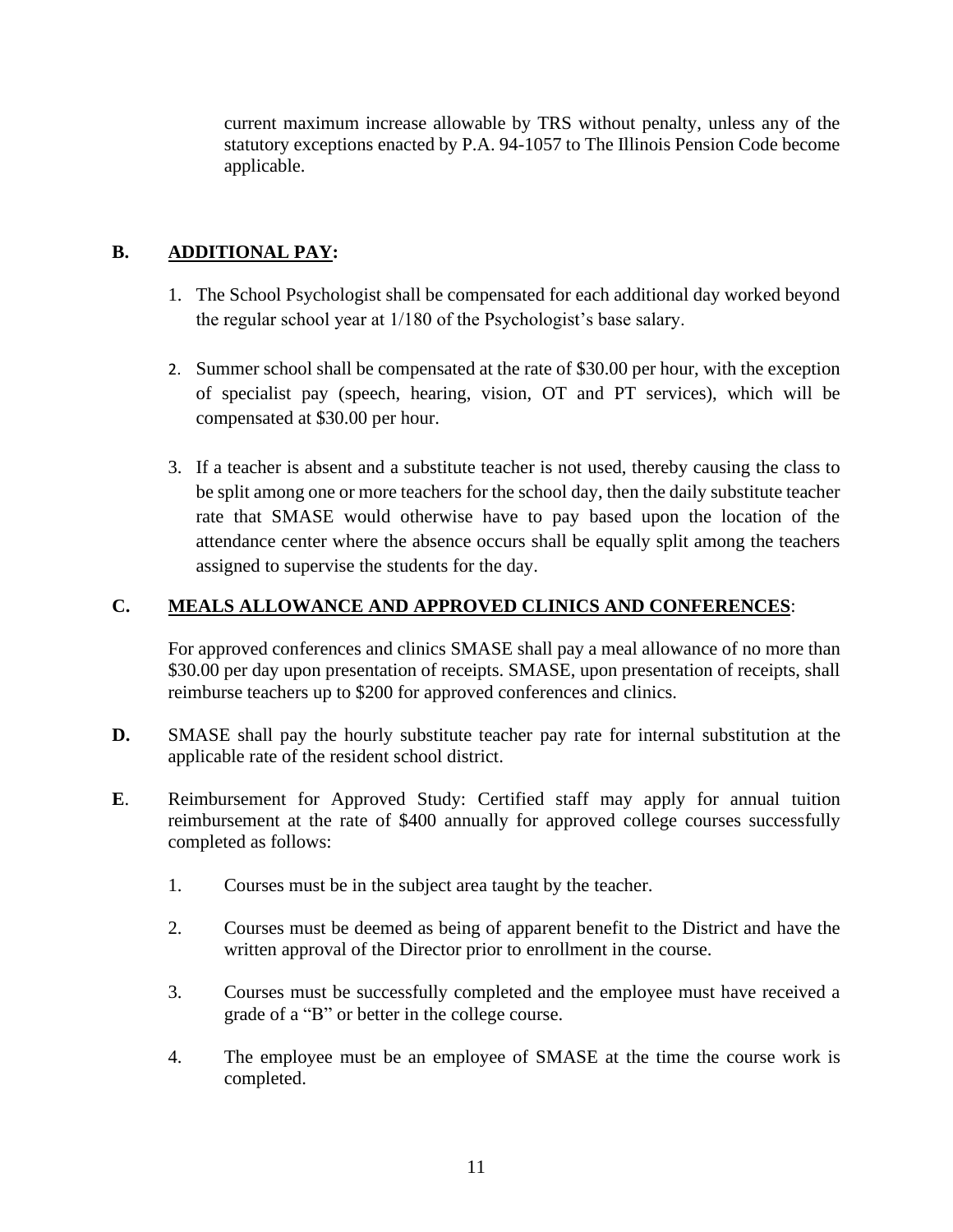current maximum increase allowable by TRS without penalty, unless any of the statutory exceptions enacted by P.A. 94-1057 to The Illinois Pension Code become applicable.

**B. ADDITIONAL PAY:**

1. The School Psychologist shall be compensated for each additional day worked beyond the regular school year at 1/180 of the Psychologist's base salary.

2. Summer school shall be compensated at the rate of $30.00 per hour, with the exception of specialist pay (speech, hearing, vision, OT and PT services), which will be compensated at $30.00 per hour.

3. If a teacher is absent and a substitute teacher is not used, thereby causing the class to be split among one or more teachers for the school day, then the daily substitute teacher rate that SMASE would otherwise have to pay based upon the location of the attendance center where the absence occurs shall be equally split among the teachers assigned to supervise the students for the day.

**C. MEALS ALLOWANCE AND APPROVED CLINICS AND CONFERENCES:**

For approved conferences and clinics SMASE shall pay a meal allowance of no more than $30.00 per day upon presentation of receipts. SMASE, upon presentation of receipts, shall reimburse teachers up to $200 for approved conferences and clinics.

**D.** SMASE shall pay the hourly substitute teacher pay rate for internal substitution at the applicable rate of the resident school district.

**E.** Reimbursement for Approved Study: Certified staff may apply for annual tuition reimbursement at the rate of $400 annually for approved college courses successfully completed as follows:

1. Courses must be in the subject area taught by the teacher.

2. Courses must be deemed as being of apparent benefit to the District and have the written approval of the Director prior to enrollment in the course.

3. Courses must be successfully completed and the employee must have received a grade of a "B" or better in the college course.

4. The employee must be an employee of SMASE at the time the course work is completed.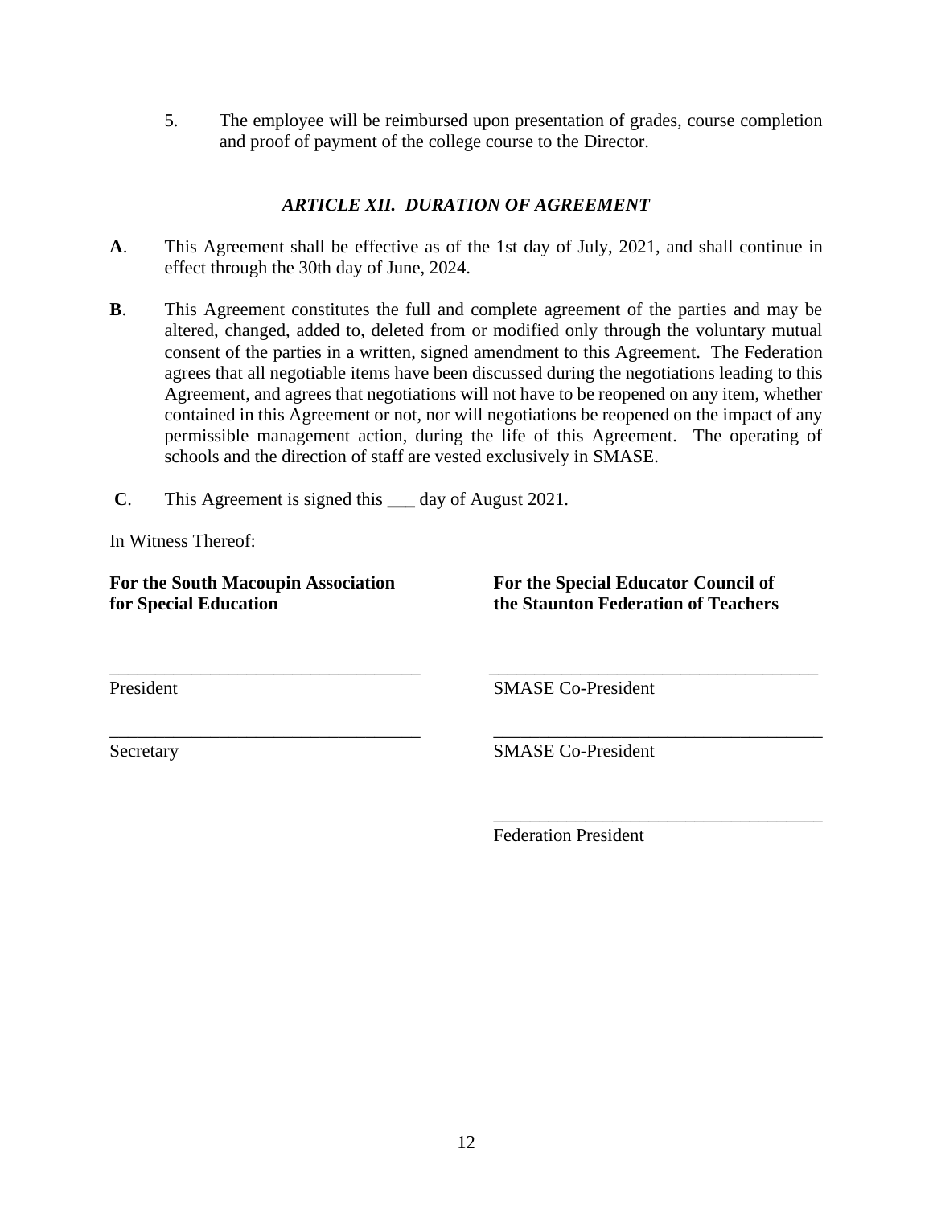5. The employee will be reimbursed upon presentation of grades, course completion and proof of payment of the college course to the Director.

### *ARTICLE XII. DURATION OF AGREEMENT*

**A**. This Agreement shall be effective as of the 1st day of July, 2021, and shall continue in effect through the 30th day of June, 2024.

**B**. This Agreement constitutes the full and complete agreement of the parties and may be altered, changed, added to, deleted from or modified only through the voluntary mutual consent of the parties in a written, signed amendment to this Agreement. The Federation agrees that all negotiable items have been discussed during the negotiations leading to this Agreement, and agrees that negotiations will not have to be reopened on any item, whether contained in this Agreement or not, nor will negotiations be reopened on the impact of any permissible management action, during the life of this Agreement. The operating of schools and the direction of staff are vested exclusively in SMASE.

**C**. This Agreement is signed this ___ day of August 2021.

In Witness Thereof:

| **For the South Macoupin Association for Special Education** | **For the Special Educator Council of the Staunton Federation of Teachers** |
|---|---|
| ______________________________ | ______________________________ |
| President | SMASE Co-President |
| ______________________________ | ______________________________ |
| Secretary | SMASE Co-President |
| | ______________________________ |
| | Federation President |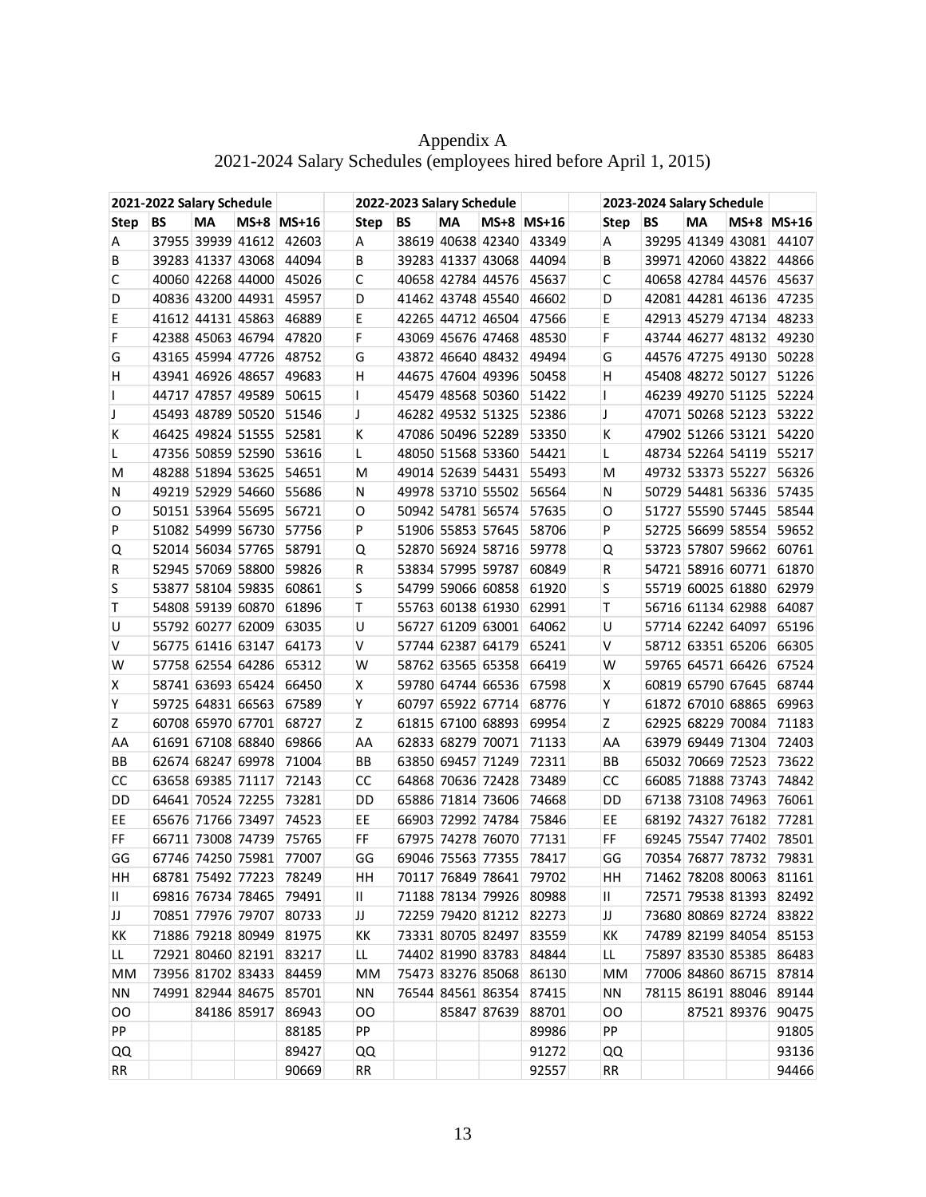Appendix A
2021-2024 Salary Schedules (employees hired before April 1, 2015)

| 2021-2022 Salary Schedule | | | | | | 2022-2023 Salary Schedule | | | | | | 2023-2024 Salary Schedule | | | | |
|---|---|---|---|---|---|---|---|---|---|---|---|---|---|---|---|---|
| Step | BS | MA | MS+8 | MS+16 | | Step | BS | MA | MS+8 | MS+16 | | Step | BS | MA | MS+8 | MS+16 |
| A | 37955 | 39939 | 41612 | 42603 | | A | 38619 | 40638 | 42340 | 43349 | | A | 39295 | 41349 | 43081 | 44107 |
| B | 39283 | 41337 | 43068 | 44094 | | B | 39283 | 41337 | 43068 | 44094 | | B | 39971 | 42060 | 43822 | 44866 |
| C | 40060 | 42268 | 44000 | 45026 | | C | 40658 | 42784 | 44576 | 45637 | | C | 40658 | 42784 | 44576 | 45637 |
| D | 40836 | 43200 | 44931 | 45957 | | D | 41462 | 43748 | 45540 | 46602 | | D | 42081 | 44281 | 46136 | 47235 |
| E | 41612 | 44131 | 45863 | 46889 | | E | 42265 | 44712 | 46504 | 47566 | | E | 42913 | 45279 | 47134 | 48233 |
| F | 42388 | 45063 | 46794 | 47820 | | F | 43069 | 45676 | 47468 | 48530 | | F | 43744 | 46277 | 48132 | 49230 |
| G | 43165 | 45994 | 47726 | 48752 | | G | 43872 | 46640 | 48432 | 49494 | | G | 44576 | 47275 | 49130 | 50228 |
| H | 43941 | 46926 | 48657 | 49683 | | H | 44675 | 47604 | 49396 | 50458 | | H | 45408 | 48272 | 50127 | 51226 |
| I | 44717 | 47857 | 49589 | 50615 | | I | 45479 | 48568 | 50360 | 51422 | | I | 46239 | 49270 | 51125 | 52224 |
| J | 45493 | 48789 | 50520 | 51546 | | J | 46282 | 49532 | 51325 | 52386 | | J | 47071 | 50268 | 52123 | 53222 |
| K | 46425 | 49824 | 51555 | 52581 | | K | 47086 | 50496 | 52289 | 53350 | | K | 47902 | 51266 | 53121 | 54220 |
| L | 47356 | 50859 | 52590 | 53616 | | L | 48050 | 51568 | 53360 | 54421 | | L | 48734 | 52264 | 54119 | 55217 |
| M | 48288 | 51894 | 53625 | 54651 | | M | 49014 | 52639 | 54431 | 55493 | | M | 49732 | 53373 | 55227 | 56326 |
| N | 49219 | 52929 | 54660 | 55686 | | N | 49978 | 53710 | 55502 | 56564 | | N | 50729 | 54481 | 56336 | 57435 |
| O | 50151 | 53964 | 55695 | 56721 | | O | 50942 | 54781 | 56574 | 57635 | | O | 51727 | 55590 | 57445 | 58544 |
| P | 51082 | 54999 | 56730 | 57756 | | P | 51906 | 55853 | 57645 | 58706 | | P | 52725 | 56699 | 58554 | 59652 |
| Q | 52014 | 56034 | 57765 | 58791 | | Q | 52870 | 56924 | 58716 | 59778 | | Q | 53723 | 57807 | 59662 | 60761 |
| R | 52945 | 57069 | 58800 | 59826 | | R | 53834 | 57995 | 59787 | 60849 | | R | 54721 | 58916 | 60771 | 61870 |
| S | 53877 | 58104 | 59835 | 60861 | | S | 54799 | 59066 | 60858 | 61920 | | S | 55719 | 60025 | 61880 | 62979 |
| T | 54808 | 59139 | 60870 | 61896 | | T | 55763 | 60138 | 61930 | 62991 | | T | 56716 | 61134 | 62988 | 64087 |
| U | 55792 | 60277 | 62009 | 63035 | | U | 56727 | 61209 | 63001 | 64062 | | U | 57714 | 62242 | 64097 | 65196 |
| V | 56775 | 61416 | 63147 | 64173 | | V | 57744 | 62387 | 64179 | 65241 | | V | 58712 | 63351 | 65206 | 66305 |
| W | 57758 | 62554 | 64286 | 65312 | | W | 58762 | 63565 | 65358 | 66419 | | W | 59765 | 64571 | 66426 | 67524 |
| X | 58741 | 63693 | 65424 | 66450 | | X | 59780 | 64744 | 66536 | 67598 | | X | 60819 | 65790 | 67645 | 68744 |
| Y | 59725 | 64831 | 66563 | 67589 | | Y | 60797 | 65922 | 67714 | 68776 | | Y | 61872 | 67010 | 68865 | 69963 |
| Z | 60708 | 65970 | 67701 | 68727 | | Z | 61815 | 67100 | 68893 | 69954 | | Z | 62925 | 68229 | 70084 | 71183 |
| AA | 61691 | 67108 | 68840 | 69866 | | AA | 62833 | 68279 | 70071 | 71133 | | AA | 63979 | 69449 | 71304 | 72403 |
| BB | 62674 | 68247 | 69978 | 71004 | | BB | 63850 | 69457 | 71249 | 72311 | | BB | 65032 | 70669 | 72523 | 73622 |
| CC | 63658 | 69385 | 71117 | 72143 | | CC | 64868 | 70636 | 72428 | 73489 | | CC | 66085 | 71888 | 73743 | 74842 |
| DD | 64641 | 70524 | 72255 | 73281 | | DD | 65886 | 71814 | 73606 | 74668 | | DD | 67138 | 73108 | 74963 | 76061 |
| EE | 65676 | 71766 | 73497 | 74523 | | EE | 66903 | 72992 | 74784 | 75846 | | EE | 68192 | 74327 | 76182 | 77281 |
| FF | 66711 | 73008 | 74739 | 75765 | | FF | 67975 | 74278 | 76070 | 77131 | | FF | 69245 | 75547 | 77402 | 78501 |
| GG | 67746 | 74250 | 75981 | 77007 | | GG | 69046 | 75563 | 77355 | 78417 | | GG | 70354 | 76877 | 78732 | 79831 |
| HH | 68781 | 75492 | 77223 | 78249 | | HH | 70117 | 76849 | 78641 | 79702 | | HH | 71462 | 78208 | 80063 | 81161 |
| II | 69816 | 76734 | 78465 | 79491 | | II | 71188 | 78134 | 79926 | 80988 | | II | 72571 | 79538 | 81393 | 82492 |
| JJ | 70851 | 77976 | 79707 | 80733 | | JJ | 72259 | 79420 | 81212 | 82273 | | JJ | 73680 | 80869 | 82724 | 83822 |
| KK | 71886 | 79218 | 80949 | 81975 | | KK | 73331 | 80705 | 82497 | 83559 | | KK | 74789 | 82199 | 84054 | 85153 |
| LL | 72921 | 80460 | 82191 | 83217 | | LL | 74402 | 81990 | 83783 | 84844 | | LL | 75897 | 83530 | 85385 | 86483 |
| MM | 73956 | 81702 | 83433 | 84459 | | MM | 75473 | 83276 | 85068 | 86130 | | MM | 77006 | 84860 | 86715 | 87814 |
| NN | 74991 | 82944 | 84675 | 85701 | | NN | 76544 | 84561 | 86354 | 87415 | | NN | 78115 | 86191 | 88046 | 89144 |
| OO | | 84186 | 85917 | 86943 | | OO | | 85847 | 87639 | 88701 | | OO | | 87521 | 89376 | 90475 |
| PP | | | | 88185 | | PP | | | | 89986 | | PP | | | | 91805 |
| QQ | | | | 89427 | | QQ | | | | 91272 | | QQ | | | | 93136 |
| RR | | | | 90669 | | RR | | | | 92557 | | RR | | | | 94466 |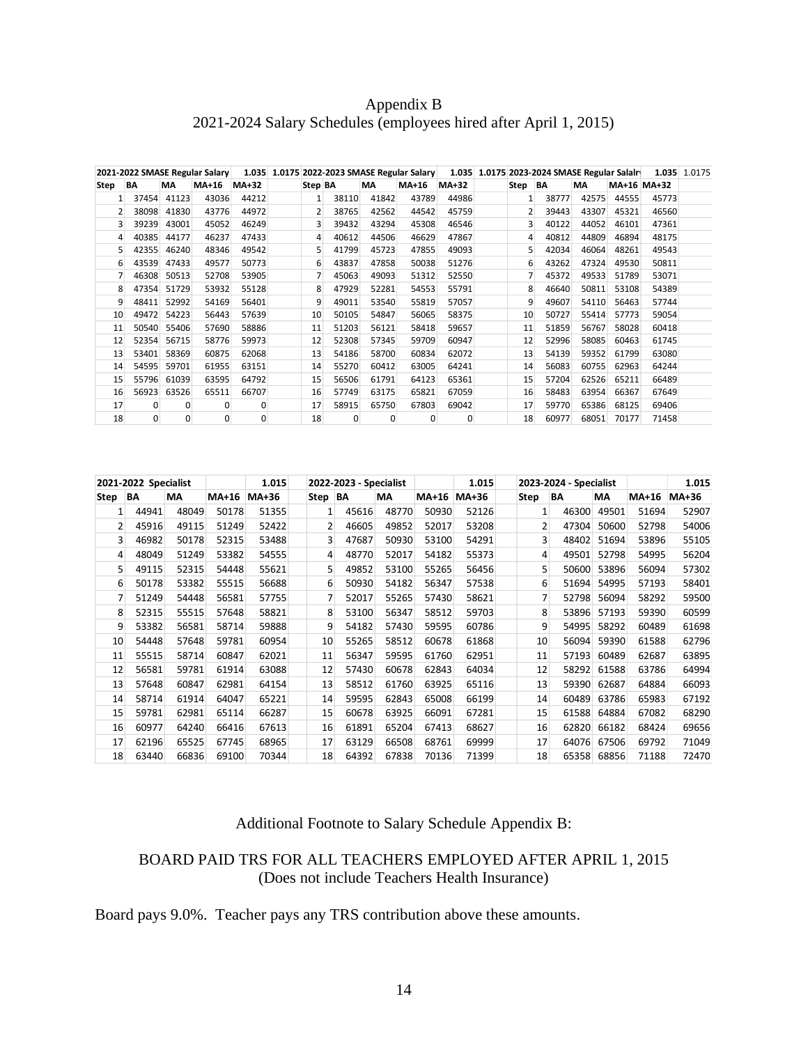# Appendix B
## 2021-2024 Salary Schedules (employees hired after April 1, 2015)

| 2021-2022 SMASE Regular Salary | | | | 1.035 | 1.0175 | 2022-2023 SMASE Regular Salary | | | | 1.035 | 1.0175 | 2023-2024 SMASE Regular Salalry | | | | 1.035 | 1.0175 |
|---|---|---|---|---|---|---|---|---|---|---|---|---|---|---|---|---|---|
| Step | BA | MA | MA+16 | MA+32 | | Step | BA | MA | MA+16 | MA+32 | | Step | BA | MA | MA+16 | MA+32 | |
| 1 | 37454 | 41123 | 43036 | 44212 | | 1 | 38110 | 41842 | 43789 | 44986 | | 1 | 38777 | 42575 | 44555 | 45773 | |
| 2 | 38098 | 41830 | 43776 | 44972 | | 2 | 38765 | 42562 | 44542 | 45759 | | 2 | 39443 | 43307 | 45321 | 46560 | |
| 3 | 39239 | 43001 | 45052 | 46249 | | 3 | 39432 | 43294 | 45308 | 46546 | | 3 | 40122 | 44052 | 46101 | 47361 | |
| 4 | 40385 | 44177 | 46237 | 47433 | | 4 | 40612 | 44506 | 46629 | 47867 | | 4 | 40812 | 44809 | 46894 | 48175 | |
| 5 | 42355 | 46240 | 48346 | 49542 | | 5 | 41799 | 45723 | 47855 | 49093 | | 5 | 42034 | 46064 | 48261 | 49543 | |
| 6 | 43539 | 47433 | 49577 | 50773 | | 6 | 43837 | 47858 | 50038 | 51276 | | 6 | 43262 | 47324 | 49530 | 50811 | |
| 7 | 46308 | 50513 | 52708 | 53905 | | 7 | 45063 | 49093 | 51312 | 52550 | | 7 | 45372 | 49533 | 51789 | 53071 | |
| 8 | 47354 | 51729 | 53932 | 55128 | | 8 | 47929 | 52281 | 54553 | 55791 | | 8 | 46640 | 50811 | 53108 | 54389 | |
| 9 | 48411 | 52992 | 54169 | 56401 | | 9 | 49011 | 53540 | 55819 | 57057 | | 9 | 49607 | 54110 | 56463 | 57744 | |
| 10 | 49472 | 54223 | 56443 | 57639 | | 10 | 50105 | 54847 | 56065 | 58375 | | 10 | 50727 | 55414 | 57773 | 59054 | |
| 11 | 50540 | 55406 | 57690 | 58886 | | 11 | 51203 | 56121 | 58418 | 59657 | | 11 | 51859 | 56767 | 58028 | 60418 | |
| 12 | 52354 | 56715 | 58776 | 59973 | | 12 | 52308 | 57345 | 59709 | 60947 | | 12 | 52996 | 58085 | 60463 | 61745 | |
| 13 | 53401 | 58369 | 60875 | 62068 | | 13 | 54186 | 58700 | 60834 | 62072 | | 13 | 54139 | 59352 | 61799 | 63080 | |
| 14 | 54595 | 59701 | 61955 | 63151 | | 14 | 55270 | 60412 | 63005 | 64241 | | 14 | 56083 | 60755 | 62963 | 64244 | |
| 15 | 55796 | 61039 | 63595 | 64792 | | 15 | 56506 | 61791 | 64123 | 65361 | | 15 | 57204 | 62526 | 65211 | 66489 | |
| 16 | 56923 | 63526 | 65511 | 66707 | | 16 | 57749 | 63175 | 65821 | 67059 | | 16 | 58483 | 63954 | 66367 | 67649 | |
| 17 | 0 | 0 | 0 | 0 | | 17 | 58915 | 65750 | 67803 | 69042 | | 17 | 59770 | 65386 | 68125 | 69406 | |
| 18 | 0 | 0 | 0 | 0 | | 18 | 0 | 0 | 0 | 0 | | 18 | 60977 | 68051 | 70177 | 71458 | |

| 2021-2022 Specialist | | | | 1.015 | 2022-2023 - Specialist | | | | 1.015 | 2023-2024 - Specialist | | | | 1.015 |
|---|---|---|---|---|---|---|---|---|---|---|---|---|---|---|
| Step | BA | MA | MA+16 | MA+36 | Step | BA | MA | MA+16 | MA+36 | Step | BA | MA | MA+16 | MA+36 |
| 1 | 44941 | 48049 | 50178 | 51355 | 1 | 45616 | 48770 | 50930 | 52126 | 1 | 46300 | 49501 | 51694 | 52907 |
| 2 | 45916 | 49115 | 51249 | 52422 | 2 | 46605 | 49852 | 52017 | 53208 | 2 | 47304 | 50600 | 52798 | 54006 |
| 3 | 46982 | 50178 | 52315 | 53488 | 3 | 47687 | 50930 | 53100 | 54291 | 3 | 48402 | 51694 | 53896 | 55105 |
| 4 | 48049 | 51249 | 53382 | 54555 | 4 | 48770 | 52017 | 54182 | 55373 | 4 | 49501 | 52798 | 54995 | 56204 |
| 5 | 49115 | 52315 | 54448 | 55621 | 5 | 49852 | 53100 | 55265 | 56456 | 5 | 50600 | 53896 | 56094 | 57302 |
| 6 | 50178 | 53382 | 55515 | 56688 | 6 | 50930 | 54182 | 56347 | 57538 | 6 | 51694 | 54995 | 57193 | 58401 |
| 7 | 51249 | 54448 | 56581 | 57755 | 7 | 52017 | 55265 | 57430 | 58621 | 7 | 52798 | 56094 | 58292 | 59500 |
| 8 | 52315 | 55515 | 57648 | 58821 | 8 | 53100 | 56347 | 58512 | 59703 | 8 | 53896 | 57193 | 59390 | 60599 |
| 9 | 53382 | 56581 | 58714 | 59888 | 9 | 54182 | 57430 | 59595 | 60786 | 9 | 54995 | 58292 | 60489 | 61698 |
| 10 | 54448 | 57648 | 59781 | 60954 | 10 | 55265 | 58512 | 60678 | 61868 | 10 | 56094 | 59390 | 61588 | 62796 |
| 11 | 55515 | 58714 | 60847 | 62021 | 11 | 56347 | 59595 | 61760 | 62951 | 11 | 57193 | 60489 | 62687 | 63895 |
| 12 | 56581 | 59781 | 61914 | 63088 | 12 | 57430 | 60678 | 62843 | 64034 | 12 | 58292 | 61588 | 63786 | 64994 |
| 13 | 57648 | 60847 | 62981 | 64154 | 13 | 58512 | 61760 | 63925 | 65116 | 13 | 59390 | 62687 | 64884 | 66093 |
| 14 | 58714 | 61914 | 64047 | 65221 | 14 | 59595 | 62843 | 65008 | 66199 | 14 | 60489 | 63786 | 65983 | 67192 |
| 15 | 59781 | 62981 | 65114 | 66287 | 15 | 60678 | 63925 | 66091 | 67281 | 15 | 61588 | 64884 | 67082 | 68290 |
| 16 | 60977 | 64240 | 66416 | 67613 | 16 | 61891 | 65204 | 67413 | 68627 | 16 | 62820 | 66182 | 68424 | 69656 |
| 17 | 62196 | 65525 | 67745 | 68965 | 17 | 63129 | 66508 | 68761 | 69999 | 17 | 64076 | 67506 | 69792 | 71049 |
| 18 | 63440 | 66836 | 69100 | 70344 | 18 | 64392 | 67838 | 70136 | 71399 | 18 | 65358 | 68856 | 71188 | 72470 |

Additional Footnote to Salary Schedule Appendix B:

BOARD PAID TRS FOR ALL TEACHERS EMPLOYED AFTER APRIL 1, 2015
(Does not include Teachers Health Insurance)

Board pays 9.0%. Teacher pays any TRS contribution above these amounts.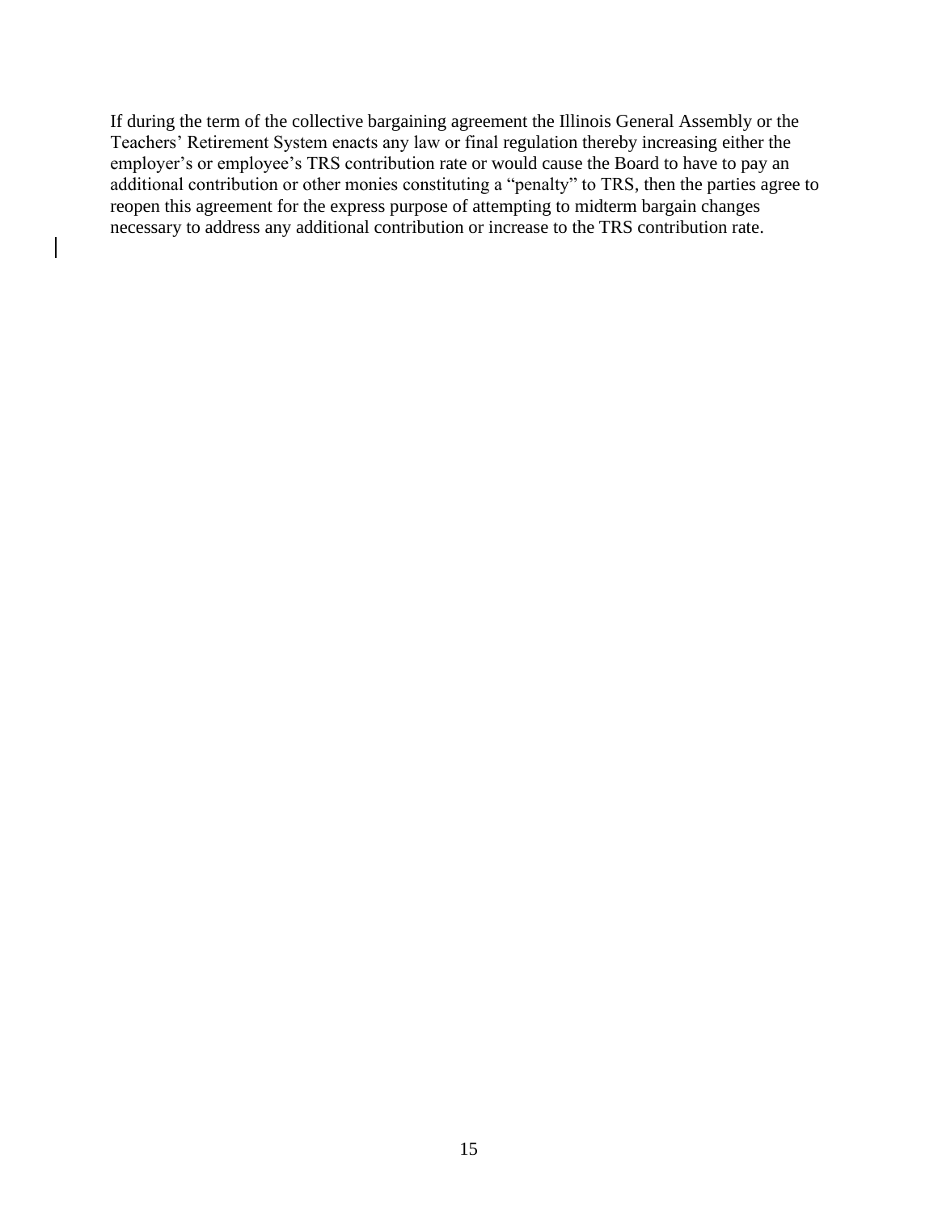If during the term of the collective bargaining agreement the Illinois General Assembly or the Teachers' Retirement System enacts any law or final regulation thereby increasing either the employer's or employee's TRS contribution rate or would cause the Board to have to pay an additional contribution or other monies constituting a "penalty" to TRS, then the parties agree to reopen this agreement for the express purpose of attempting to midterm bargain changes necessary to address any additional contribution or increase to the TRS contribution rate.